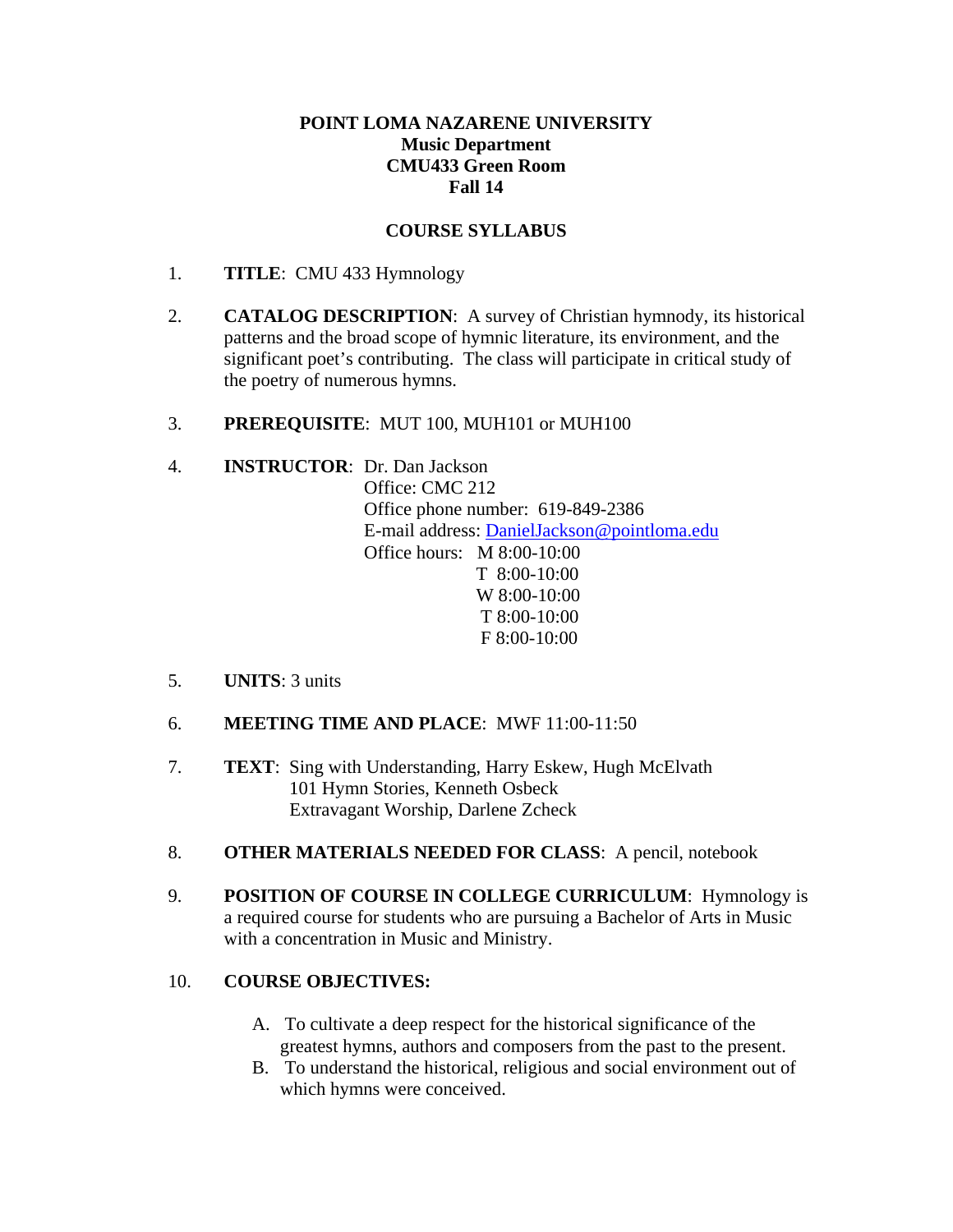**POINT LOMA NAZARENE UNIVERSITY**
**Music Department**
**CMU433 Green Room**
**Fall 14**

**COURSE SYLLABUS**

1. **TITLE**: CMU 433 Hymnology

2. **CATALOG DESCRIPTION**: A survey of Christian hymnody, its historical patterns and the broad scope of hymnic literature, its environment, and the significant poet's contributing. The class will participate in critical study of the poetry of numerous hymns.

3. **PREREQUISITE**: MUT 100, MUH101 or MUH100

4. **INSTRUCTOR**: Dr. Dan Jackson
   Office: CMC 212
   Office phone number: 619-849-2386
   E-mail address: [DanielJackson@pointloma.edu](mailto:DanielJackson@pointloma.edu)
   Office hours: M 8:00-10:00
   T 8:00-10:00
   W 8:00-10:00
   T 8:00-10:00
   F 8:00-10:00

5. **UNITS**: 3 units

6. **MEETING TIME AND PLACE**: MWF 11:00-11:50

7. **TEXT**: Sing with Understanding, Harry Eskew, Hugh McElvath
   101 Hymn Stories, Kenneth Osbeck
   Extravagant Worship, Darlene Zcheck

8. **OTHER MATERIALS NEEDED FOR CLASS**: A pencil, notebook

9. **POSITION OF COURSE IN COLLEGE CURRICULUM**: Hymnology is a required course for students who are pursuing a Bachelor of Arts in Music with a concentration in Music and Ministry.

10. **COURSE OBJECTIVES:**

    A. To cultivate a deep respect for the historical significance of the greatest hymns, authors and composers from the past to the present.
    B. To understand the historical, religious and social environment out of which hymns were conceived.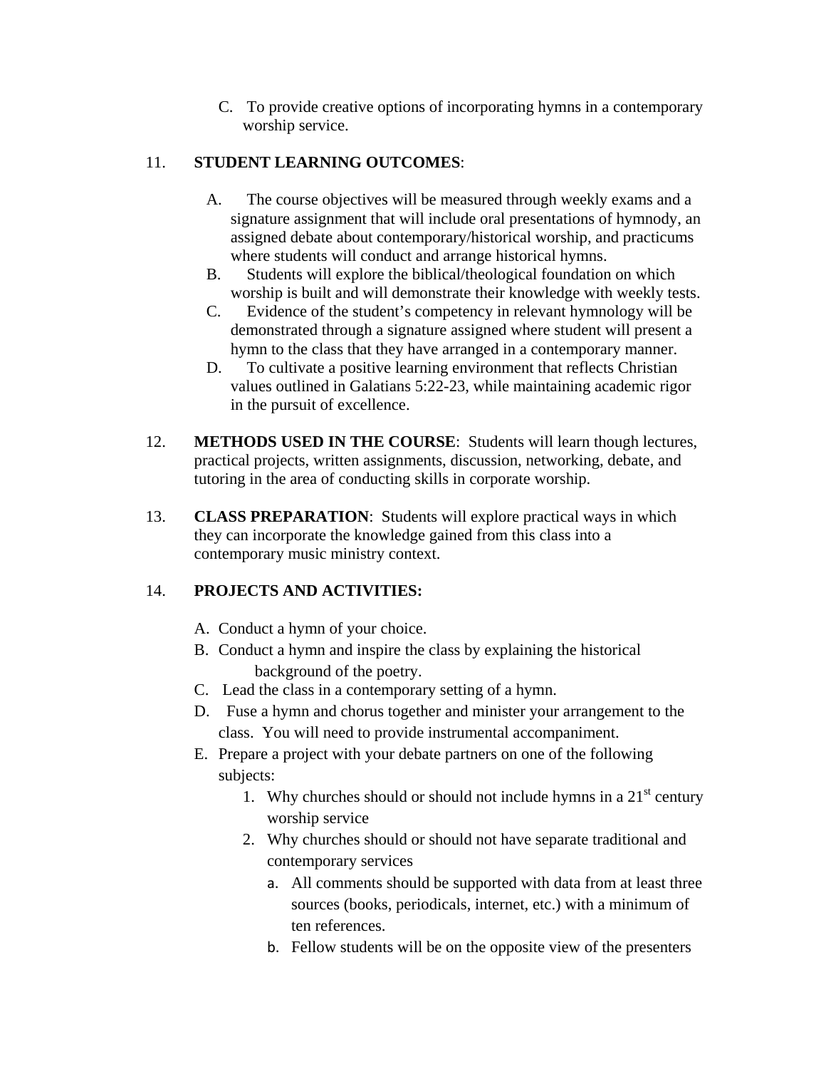C. To provide creative options of incorporating hymns in a contemporary worship service.

11. **STUDENT LEARNING OUTCOMES**:

A. The course objectives will be measured through weekly exams and a signature assignment that will include oral presentations of hymnody, an assigned debate about contemporary/historical worship, and practicums where students will conduct and arrange historical hymns.

B. Students will explore the biblical/theological foundation on which worship is built and will demonstrate their knowledge with weekly tests.

C. Evidence of the student's competency in relevant hymnology will be demonstrated through a signature assigned where student will present a hymn to the class that they have arranged in a contemporary manner.

D. To cultivate a positive learning environment that reflects Christian values outlined in Galatians 5:22-23, while maintaining academic rigor in the pursuit of excellence.

12. **METHODS USED IN THE COURSE**: Students will learn though lectures, practical projects, written assignments, discussion, networking, debate, and tutoring in the area of conducting skills in corporate worship.

13. **CLASS PREPARATION**: Students will explore practical ways in which they can incorporate the knowledge gained from this class into a contemporary music ministry context.

14. **PROJECTS AND ACTIVITIES:**

A. Conduct a hymn of your choice.

B. Conduct a hymn and inspire the class by explaining the historical background of the poetry.

C. Lead the class in a contemporary setting of a hymn.

D. Fuse a hymn and chorus together and minister your arrangement to the class. You will need to provide instrumental accompaniment.

E. Prepare a project with your debate partners on one of the following subjects:

1. Why churches should or should not include hymns in a 21st century worship service
2. Why churches should or should not have separate traditional and contemporary services
   a. All comments should be supported with data from at least three sources (books, periodicals, internet, etc.) with a minimum of ten references.
   b. Fellow students will be on the opposite view of the presenters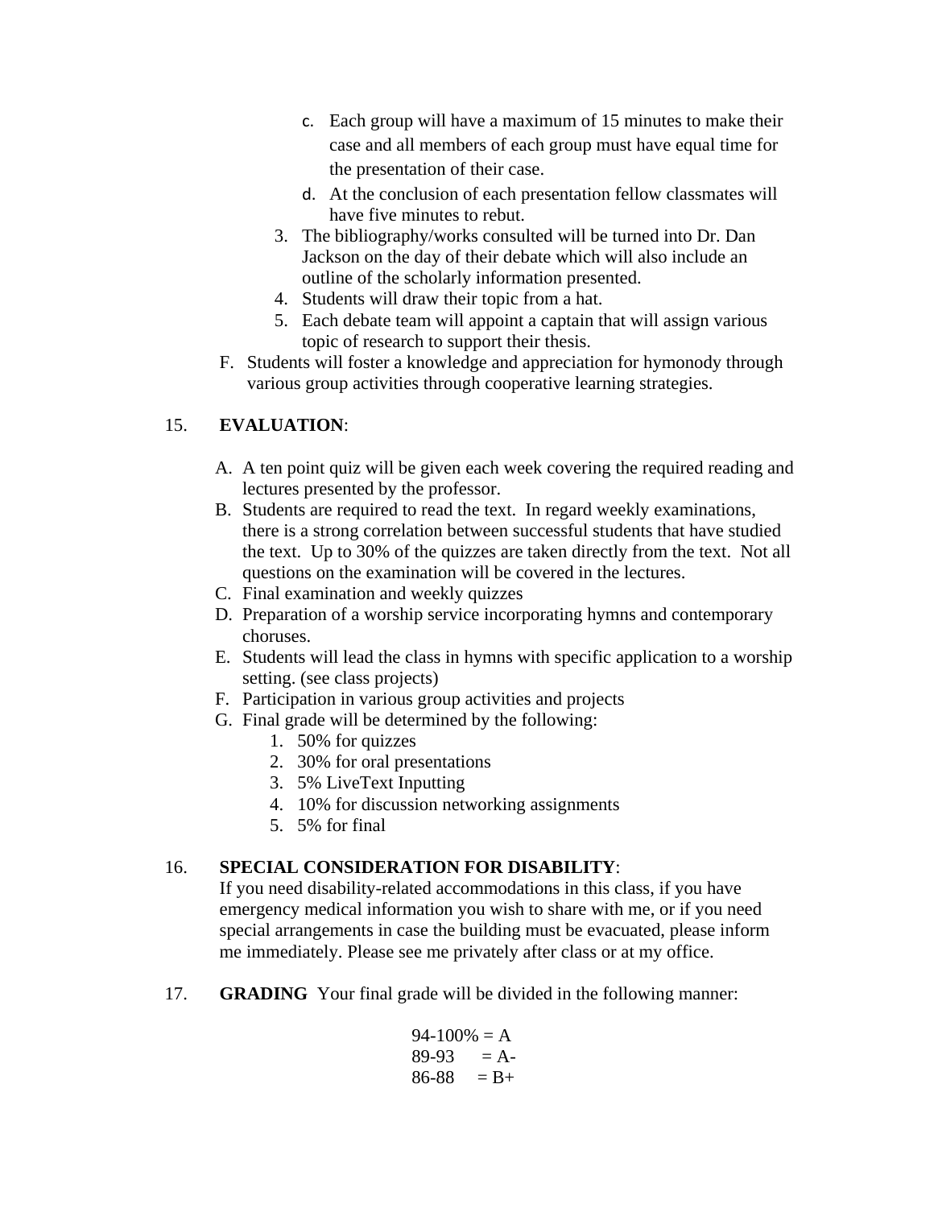c. Each group will have a maximum of 15 minutes to make their case and all members of each group must have equal time for the presentation of their case.
   d. At the conclusion of each presentation fellow classmates will have five minutes to rebut.
3. The bibliography/works consulted will be turned into Dr. Dan Jackson on the day of their debate which will also include an outline of the scholarly information presented.
4. Students will draw their topic from a hat.
5. Each debate team will appoint a captain that will assign various topic of research to support their thesis.

F. Students will foster a knowledge and appreciation for hymonody through various group activities through cooperative learning strategies.

15. **EVALUATION**:

A. A ten point quiz will be given each week covering the required reading and lectures presented by the professor.
B. Students are required to read the text. In regard weekly examinations, there is a strong correlation between successful students that have studied the text. Up to 30% of the quizzes are taken directly from the text. Not all questions on the examination will be covered in the lectures.
C. Final examination and weekly quizzes
D. Preparation of a worship service incorporating hymns and contemporary choruses.
E. Students will lead the class in hymns with specific application to a worship setting. (see class projects)
F. Participation in various group activities and projects
G. Final grade will be determined by the following:
   1. 50% for quizzes
   2. 30% for oral presentations
   3. 5% LiveText Inputting
   4. 10% for discussion networking assignments
   5. 5% for final

16. **SPECIAL CONSIDERATION FOR DISABILITY**:
If you need disability-related accommodations in this class, if you have emergency medical information you wish to share with me, or if you need special arrangements in case the building must be evacuated, please inform me immediately. Please see me privately after class or at my office.

17. **GRADING** Your final grade will be divided in the following manner:

94-100% = A
89-93 = A-
86-88 = B+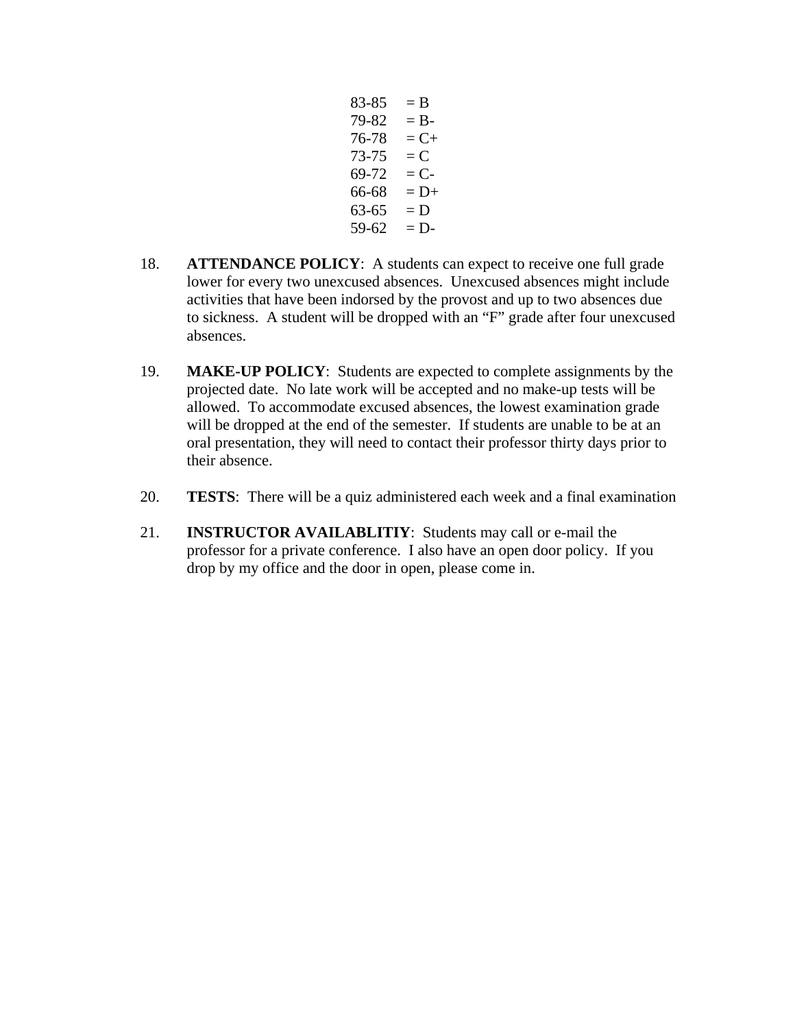| | |
|---|---|
| 83-85 | = B |
| 79-82 | = B- |
| 76-78 | = C+ |
| 73-75 | = C |
| 69-72 | = C- |
| 66-68 | = D+ |
| 63-65 | = D |
| 59-62 | = D- |

18. **ATTENDANCE POLICY**: A students can expect to receive one full grade lower for every two unexcused absences. Unexcused absences might include activities that have been indorsed by the provost and up to two absences due to sickness. A student will be dropped with an "F" grade after four unexcused absences.

19. **MAKE-UP POLICY**: Students are expected to complete assignments by the projected date. No late work will be accepted and no make-up tests will be allowed. To accommodate excused absences, the lowest examination grade will be dropped at the end of the semester. If students are unable to be at an oral presentation, they will need to contact their professor thirty days prior to their absence.

20. **TESTS**: There will be a quiz administered each week and a final examination

21. **INSTRUCTOR AVAILABLITIY**: Students may call or e-mail the professor for a private conference. I also have an open door policy. If you drop by my office and the door in open, please come in.